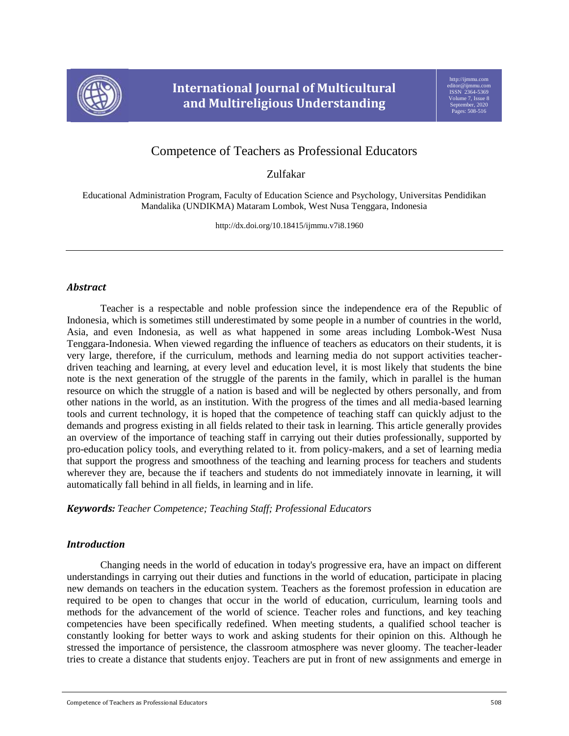# Competence of Teachers as Professional Educators

Zulfakar

Educational Administration Program, Faculty of Education Science and Psychology, Universitas Pendidikan Mandalika (UNDIKMA) Mataram Lombok, West Nusa Tenggara, Indonesia

http://dx.doi.org/10.18415/ijmmu.v7i8.1960

## *Abstract*

Teacher is a respectable and noble profession since the independence era of the Republic of Indonesia, which is sometimes still underestimated by some people in a number of countries in the world, Asia, and even Indonesia, as well as what happened in some areas including Lombok-West Nusa Tenggara-Indonesia. When viewed regarding the influence of teachers as educators on their students, it is very large, therefore, if the curriculum, methods and learning media do not support activities teacher-driven teaching and learning, at every level and education level, it is most likely that students the bine note is the next generation of the struggle of the parents in the family, which in parallel is the human resource on which the struggle of a nation is based and will be neglected by others personally, and from other nations in the world, as an institution. With the progress of the times and all media-based learning tools and current technology, it is hoped that the competence of teaching staff can quickly adjust to the demands and progress existing in all fields related to their task in learning. This article generally provides an overview of the importance of teaching staff in carrying out their duties professionally, supported by pro-education policy tools, and everything related to it. from policy-makers, and a set of learning media that support the progress and smoothness of the teaching and learning process for teachers and students wherever they are, because the if teachers and students do not immediately innovate in learning, it will automatically fall behind in all fields, in learning and in life.

***Keywords:*** *Teacher Competence; Teaching Staff; Professional Educators*

## *Introduction*

Changing needs in the world of education in today's progressive era, have an impact on different understandings in carrying out their duties and functions in the world of education, participate in placing new demands on teachers in the education system. Teachers as the foremost profession in education are required to be open to changes that occur in the world of education, curriculum, learning tools and methods for the advancement of the world of science. Teacher roles and functions, and key teaching competencies have been specifically redefined. When meeting students, a qualified school teacher is constantly looking for better ways to work and asking students for their opinion on this. Although he stressed the importance of persistence, the classroom atmosphere was never gloomy. The teacher-leader tries to create a distance that students enjoy. Teachers are put in front of new assignments and emerge in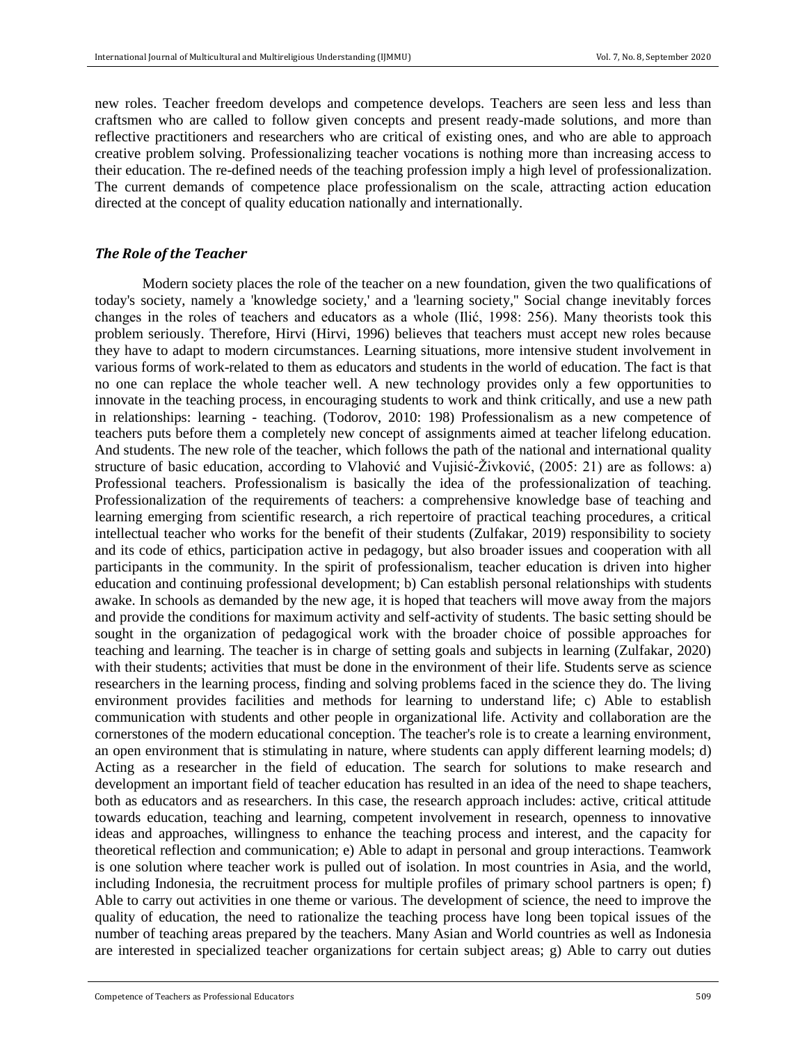new roles. Teacher freedom develops and competence develops. Teachers are seen less and less than craftsmen who are called to follow given concepts and present ready-made solutions, and more than reflective practitioners and researchers who are critical of existing ones, and who are able to approach creative problem solving. Professionalizing teacher vocations is nothing more than increasing access to their education. The re-defined needs of the teaching profession imply a high level of professionalization. The current demands of competence place professionalism on the scale, attracting action education directed at the concept of quality education nationally and internationally.

### *The Role of the Teacher*

Modern society places the role of the teacher on a new foundation, given the two qualifications of today's society, namely a 'knowledge society,' and a 'learning society,'' Social change inevitably forces changes in the roles of teachers and educators as a whole (Ilić, 1998: 256). Many theorists took this problem seriously. Therefore, Hirvi (Hirvi, 1996) believes that teachers must accept new roles because they have to adapt to modern circumstances. Learning situations, more intensive student involvement in various forms of work-related to them as educators and students in the world of education. The fact is that no one can replace the whole teacher well. A new technology provides only a few opportunities to innovate in the teaching process, in encouraging students to work and think critically, and use a new path in relationships: learning - teaching. (Todorov, 2010: 198) Professionalism as a new competence of teachers puts before them a completely new concept of assignments aimed at teacher lifelong education. And students. The new role of the teacher, which follows the path of the national and international quality structure of basic education, according to Vlahović and Vujisić-Živković, (2005: 21) are as follows: a) Professional teachers. Professionalism is basically the idea of the professionalization of teaching. Professionalization of the requirements of teachers: a comprehensive knowledge base of teaching and learning emerging from scientific research, a rich repertoire of practical teaching procedures, a critical intellectual teacher who works for the benefit of their students (Zulfakar, 2019) responsibility to society and its code of ethics, participation active in pedagogy, but also broader issues and cooperation with all participants in the community. In the spirit of professionalism, teacher education is driven into higher education and continuing professional development; b) Can establish personal relationships with students awake. In schools as demanded by the new age, it is hoped that teachers will move away from the majors and provide the conditions for maximum activity and self-activity of students. The basic setting should be sought in the organization of pedagogical work with the broader choice of possible approaches for teaching and learning. The teacher is in charge of setting goals and subjects in learning (Zulfakar, 2020) with their students; activities that must be done in the environment of their life. Students serve as science researchers in the learning process, finding and solving problems faced in the science they do. The living environment provides facilities and methods for learning to understand life; c) Able to establish communication with students and other people in organizational life. Activity and collaboration are the cornerstones of the modern educational conception. The teacher's role is to create a learning environment, an open environment that is stimulating in nature, where students can apply different learning models; d) Acting as a researcher in the field of education. The search for solutions to make research and development an important field of teacher education has resulted in an idea of the need to shape teachers, both as educators and as researchers. In this case, the research approach includes: active, critical attitude towards education, teaching and learning, competent involvement in research, openness to innovative ideas and approaches, willingness to enhance the teaching process and interest, and the capacity for theoretical reflection and communication; e) Able to adapt in personal and group interactions. Teamwork is one solution where teacher work is pulled out of isolation. In most countries in Asia, and the world, including Indonesia, the recruitment process for multiple profiles of primary school partners is open; f) Able to carry out activities in one theme or various. The development of science, the need to improve the quality of education, the need to rationalize the teaching process have long been topical issues of the number of teaching areas prepared by the teachers. Many Asian and World countries as well as Indonesia are interested in specialized teacher organizations for certain subject areas; g) Able to carry out duties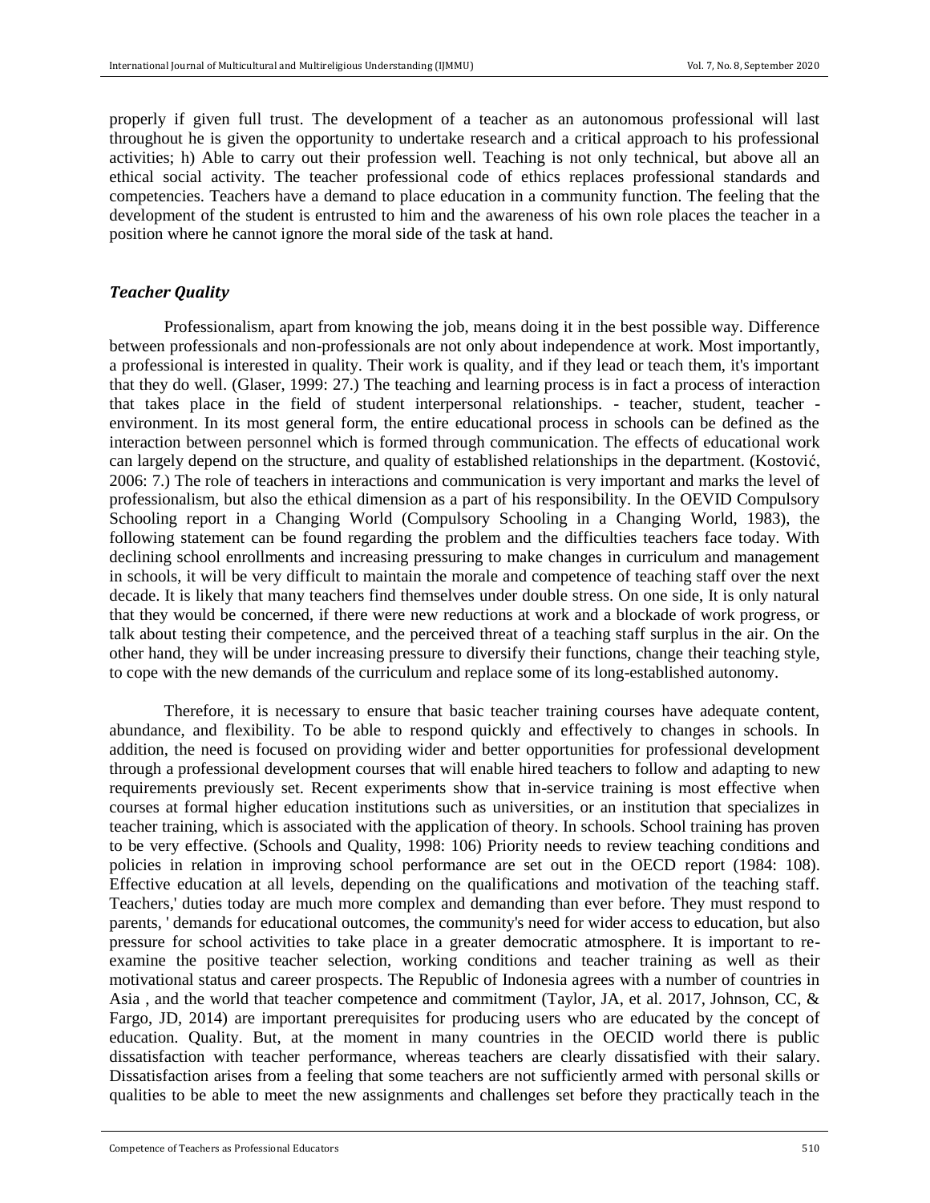properly if given full trust. The development of a teacher as an autonomous professional will last throughout he is given the opportunity to undertake research and a critical approach to his professional activities; h) Able to carry out their profession well. Teaching is not only technical, but above all an ethical social activity. The teacher professional code of ethics replaces professional standards and competencies. Teachers have a demand to place education in a community function. The feeling that the development of the student is entrusted to him and the awareness of his own role places the teacher in a position where he cannot ignore the moral side of the task at hand.

### *Teacher Quality*

Professionalism, apart from knowing the job, means doing it in the best possible way. Difference between professionals and non-professionals are not only about independence at work. Most importantly, a professional is interested in quality. Their work is quality, and if they lead or teach them, it's important that they do well. (Glaser, 1999: 27.) The teaching and learning process is in fact a process of interaction that takes place in the field of student interpersonal relationships. - teacher, student, teacher - environment. In its most general form, the entire educational process in schools can be defined as the interaction between personnel which is formed through communication. The effects of educational work can largely depend on the structure, and quality of established relationships in the department. (Kostović, 2006: 7.) The role of teachers in interactions and communication is very important and marks the level of professionalism, but also the ethical dimension as a part of his responsibility. In the OEVID Compulsory Schooling report in a Changing World (Compulsory Schooling in a Changing World, 1983), the following statement can be found regarding the problem and the difficulties teachers face today. With declining school enrollments and increasing pressuring to make changes in curriculum and management in schools, it will be very difficult to maintain the morale and competence of teaching staff over the next decade. It is likely that many teachers find themselves under double stress. On one side, It is only natural that they would be concerned, if there were new reductions at work and a blockade of work progress, or talk about testing their competence, and the perceived threat of a teaching staff surplus in the air. On the other hand, they will be under increasing pressure to diversify their functions, change their teaching style, to cope with the new demands of the curriculum and replace some of its long-established autonomy.

Therefore, it is necessary to ensure that basic teacher training courses have adequate content, abundance, and flexibility. To be able to respond quickly and effectively to changes in schools. In addition, the need is focused on providing wider and better opportunities for professional development through a professional development courses that will enable hired teachers to follow and adapting to new requirements previously set. Recent experiments show that in-service training is most effective when courses at formal higher education institutions such as universities, or an institution that specializes in teacher training, which is associated with the application of theory. In schools. School training has proven to be very effective. (Schools and Quality, 1998: 106) Priority needs to review teaching conditions and policies in relation in improving school performance are set out in the OECD report (1984: 108). Effective education at all levels, depending on the qualifications and motivation of the teaching staff. Teachers,' duties today are much more complex and demanding than ever before. They must respond to parents, ' demands for educational outcomes, the community's need for wider access to education, but also pressure for school activities to take place in a greater democratic atmosphere. It is important to re-examine the positive teacher selection, working conditions and teacher training as well as their motivational status and career prospects. The Republic of Indonesia agrees with a number of countries in Asia , and the world that teacher competence and commitment (Taylor, JA, et al. 2017, Johnson, CC, & Fargo, JD, 2014) are important prerequisites for producing users who are educated by the concept of education. Quality. But, at the moment in many countries in the OECID world there is public dissatisfaction with teacher performance, whereas teachers are clearly dissatisfied with their salary. Dissatisfaction arises from a feeling that some teachers are not sufficiently armed with personal skills or qualities to be able to meet the new assignments and challenges set before they practically teach in the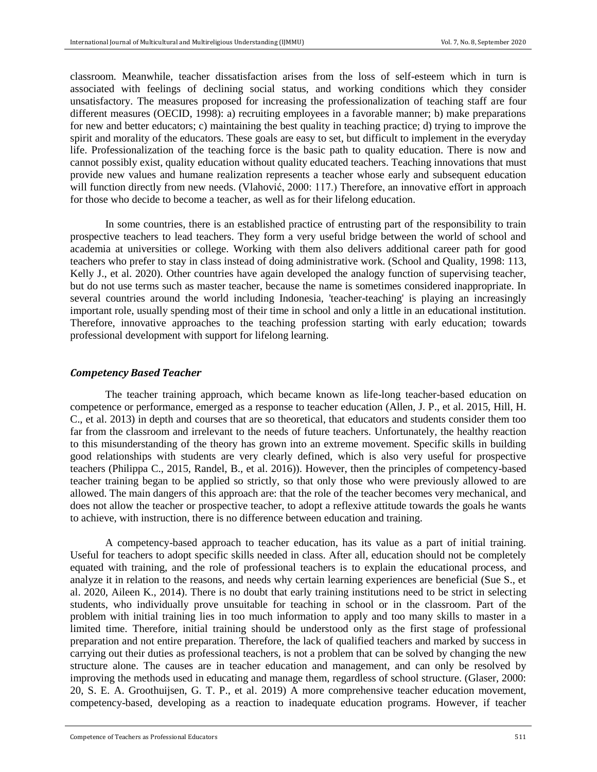classroom. Meanwhile, teacher dissatisfaction arises from the loss of self-esteem which in turn is associated with feelings of declining social status, and working conditions which they consider unsatisfactory. The measures proposed for increasing the professionalization of teaching staff are four different measures (OECID, 1998): a) recruiting employees in a favorable manner; b) make preparations for new and better educators; c) maintaining the best quality in teaching practice; d) trying to improve the spirit and morality of the educators. These goals are easy to set, but difficult to implement in the everyday life. Professionalization of the teaching force is the basic path to quality education. There is now and cannot possibly exist, quality education without quality educated teachers. Teaching innovations that must provide new values and humane realization represents a teacher whose early and subsequent education will function directly from new needs. (Vlahović, 2000: 117.) Therefore, an innovative effort in approach for those who decide to become a teacher, as well as for their lifelong education.

In some countries, there is an established practice of entrusting part of the responsibility to train prospective teachers to lead teachers. They form a very useful bridge between the world of school and academia at universities or college. Working with them also delivers additional career path for good teachers who prefer to stay in class instead of doing administrative work. (School and Quality, 1998: 113, Kelly J., et al. 2020). Other countries have again developed the analogy function of supervising teacher, but do not use terms such as master teacher, because the name is sometimes considered inappropriate. In several countries around the world including Indonesia, 'teacher-teaching' is playing an increasingly important role, usually spending most of their time in school and only a little in an educational institution. Therefore, innovative approaches to the teaching profession starting with early education; towards professional development with support for lifelong learning.

### *Competency Based Teacher*

The teacher training approach, which became known as life-long teacher-based education on competence or performance, emerged as a response to teacher education (Allen, J. P., et al. 2015, Hill, H. C., et al. 2013) in depth and courses that are so theoretical, that educators and students consider them too far from the classroom and irrelevant to the needs of future teachers. Unfortunately, the healthy reaction to this misunderstanding of the theory has grown into an extreme movement. Specific skills in building good relationships with students are very clearly defined, which is also very useful for prospective teachers (Philippa C., 2015, Randel, B., et al. 2016)). However, then the principles of competency-based teacher training began to be applied so strictly, so that only those who were previously allowed to are allowed. The main dangers of this approach are: that the role of the teacher becomes very mechanical, and does not allow the teacher or prospective teacher, to adopt a reflexive attitude towards the goals he wants to achieve, with instruction, there is no difference between education and training.

A competency-based approach to teacher education, has its value as a part of initial training. Useful for teachers to adopt specific skills needed in class. After all, education should not be completely equated with training, and the role of professional teachers is to explain the educational process, and analyze it in relation to the reasons, and needs why certain learning experiences are beneficial (Sue S., et al. 2020, Aileen K., 2014). There is no doubt that early training institutions need to be strict in selecting students, who individually prove unsuitable for teaching in school or in the classroom. Part of the problem with initial training lies in too much information to apply and too many skills to master in a limited time. Therefore, initial training should be understood only as the first stage of professional preparation and not entire preparation. Therefore, the lack of qualified teachers and marked by success in carrying out their duties as professional teachers, is not a problem that can be solved by changing the new structure alone. The causes are in teacher education and management, and can only be resolved by improving the methods used in educating and manage them, regardless of school structure. (Glaser, 2000: 20, S. E. A. Groothuijsen, G. T. P., et al. 2019) A more comprehensive teacher education movement, competency-based, developing as a reaction to inadequate education programs. However, if teacher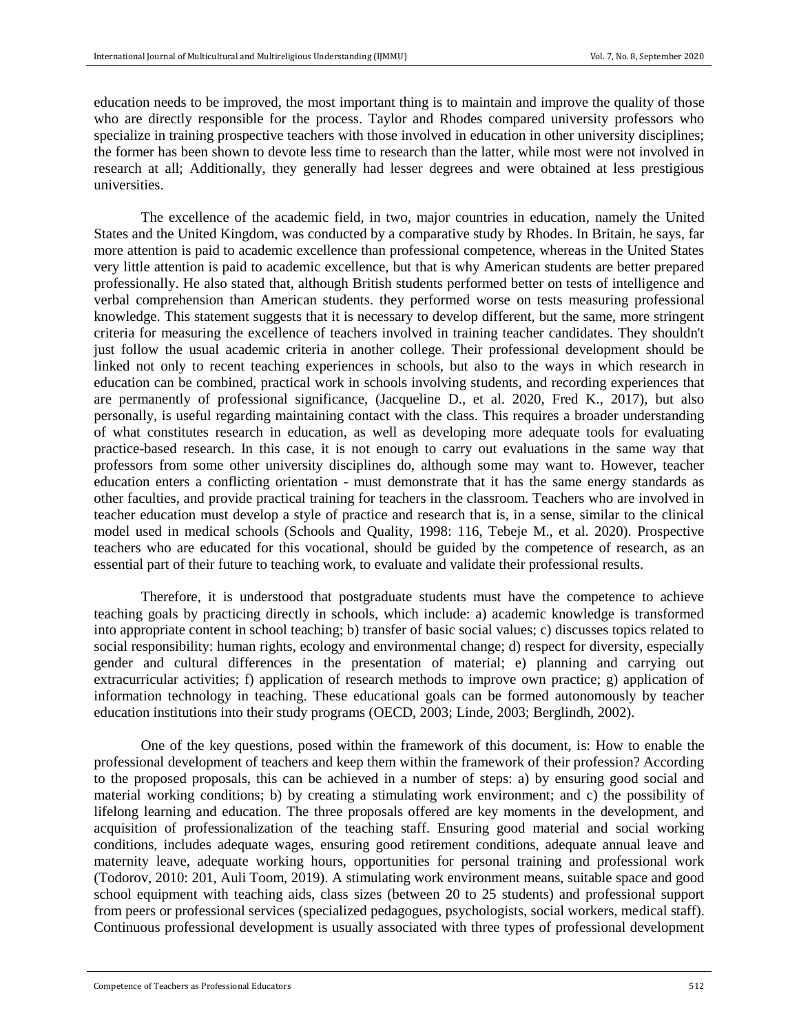education needs to be improved, the most important thing is to maintain and improve the quality of those who are directly responsible for the process. Taylor and Rhodes compared university professors who specialize in training prospective teachers with those involved in education in other university disciplines; the former has been shown to devote less time to research than the latter, while most were not involved in research at all; Additionally, they generally had lesser degrees and were obtained at less prestigious universities.

The excellence of the academic field, in two, major countries in education, namely the United States and the United Kingdom, was conducted by a comparative study by Rhodes. In Britain, he says, far more attention is paid to academic excellence than professional competence, whereas in the United States very little attention is paid to academic excellence, but that is why American students are better prepared professionally. He also stated that, although British students performed better on tests of intelligence and verbal comprehension than American students. they performed worse on tests measuring professional knowledge. This statement suggests that it is necessary to develop different, but the same, more stringent criteria for measuring the excellence of teachers involved in training teacher candidates. They shouldn't just follow the usual academic criteria in another college. Their professional development should be linked not only to recent teaching experiences in schools, but also to the ways in which research in education can be combined, practical work in schools involving students, and recording experiences that are permanently of professional significance, (Jacqueline D., et al. 2020, Fred K., 2017), but also personally, is useful regarding maintaining contact with the class. This requires a broader understanding of what constitutes research in education, as well as developing more adequate tools for evaluating practice-based research. In this case, it is not enough to carry out evaluations in the same way that professors from some other university disciplines do, although some may want to. However, teacher education enters a conflicting orientation - must demonstrate that it has the same energy standards as other faculties, and provide practical training for teachers in the classroom. Teachers who are involved in teacher education must develop a style of practice and research that is, in a sense, similar to the clinical model used in medical schools (Schools and Quality, 1998: 116, Tebeje M., et al. 2020). Prospective teachers who are educated for this vocational, should be guided by the competence of research, as an essential part of their future to teaching work, to evaluate and validate their professional results.

Therefore, it is understood that postgraduate students must have the competence to achieve teaching goals by practicing directly in schools, which include: a) academic knowledge is transformed into appropriate content in school teaching; b) transfer of basic social values; c) discusses topics related to social responsibility: human rights, ecology and environmental change; d) respect for diversity, especially gender and cultural differences in the presentation of material; e) planning and carrying out extracurricular activities; f) application of research methods to improve own practice; g) application of information technology in teaching. These educational goals can be formed autonomously by teacher education institutions into their study programs (OECD, 2003; Linde, 2003; Berglindh, 2002).

One of the key questions, posed within the framework of this document, is: How to enable the professional development of teachers and keep them within the framework of their profession? According to the proposed proposals, this can be achieved in a number of steps: a) by ensuring good social and material working conditions; b) by creating a stimulating work environment; and c) the possibility of lifelong learning and education. The three proposals offered are key moments in the development, and acquisition of professionalization of the teaching staff. Ensuring good material and social working conditions, includes adequate wages, ensuring good retirement conditions, adequate annual leave and maternity leave, adequate working hours, opportunities for personal training and professional work (Todorov, 2010: 201, Auli Toom, 2019). A stimulating work environment means, suitable space and good school equipment with teaching aids, class sizes (between 20 to 25 students) and professional support from peers or professional services (specialized pedagogues, psychologists, social workers, medical staff). Continuous professional development is usually associated with three types of professional development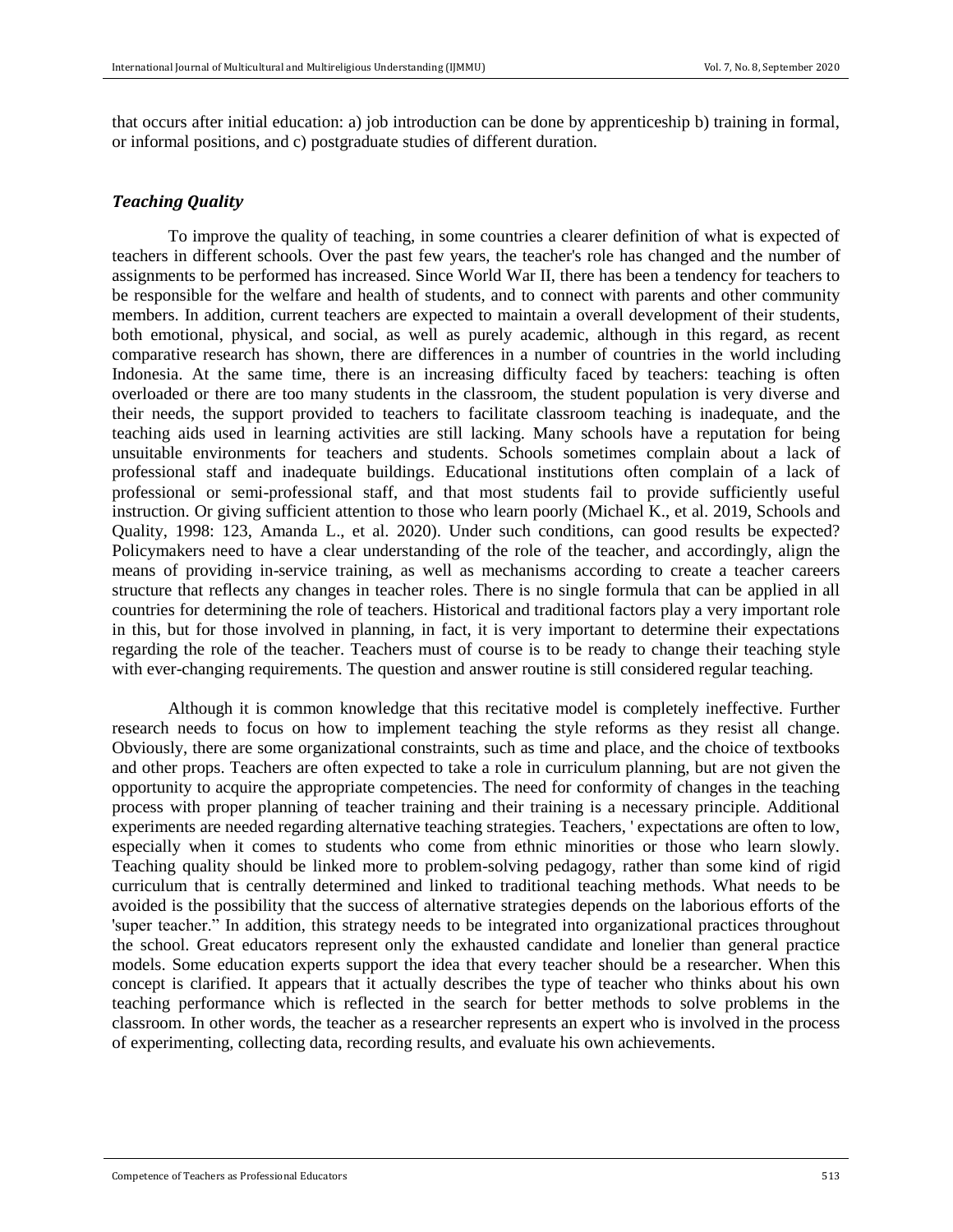that occurs after initial education: a) job introduction can be done by apprenticeship b) training in formal, or informal positions, and c) postgraduate studies of different duration.

### *Teaching Quality*

To improve the quality of teaching, in some countries a clearer definition of what is expected of teachers in different schools. Over the past few years, the teacher's role has changed and the number of assignments to be performed has increased. Since World War II, there has been a tendency for teachers to be responsible for the welfare and health of students, and to connect with parents and other community members. In addition, current teachers are expected to maintain a overall development of their students, both emotional, physical, and social, as well as purely academic, although in this regard, as recent comparative research has shown, there are differences in a number of countries in the world including Indonesia. At the same time, there is an increasing difficulty faced by teachers: teaching is often overloaded or there are too many students in the classroom, the student population is very diverse and their needs, the support provided to teachers to facilitate classroom teaching is inadequate, and the teaching aids used in learning activities are still lacking. Many schools have a reputation for being unsuitable environments for teachers and students. Schools sometimes complain about a lack of professional staff and inadequate buildings. Educational institutions often complain of a lack of professional or semi-professional staff, and that most students fail to provide sufficiently useful instruction. Or giving sufficient attention to those who learn poorly (Michael K., et al. 2019, Schools and Quality, 1998: 123, Amanda L., et al. 2020). Under such conditions, can good results be expected? Policymakers need to have a clear understanding of the role of the teacher, and accordingly, align the means of providing in-service training, as well as mechanisms according to create a teacher careers structure that reflects any changes in teacher roles. There is no single formula that can be applied in all countries for determining the role of teachers. Historical and traditional factors play a very important role in this, but for those involved in planning, in fact, it is very important to determine their expectations regarding the role of the teacher. Teachers must of course is to be ready to change their teaching style with ever-changing requirements. The question and answer routine is still considered regular teaching.

Although it is common knowledge that this recitative model is completely ineffective. Further research needs to focus on how to implement teaching the style reforms as they resist all change. Obviously, there are some organizational constraints, such as time and place, and the choice of textbooks and other props. Teachers are often expected to take a role in curriculum planning, but are not given the opportunity to acquire the appropriate competencies. The need for conformity of changes in the teaching process with proper planning of teacher training and their training is a necessary principle. Additional experiments are needed regarding alternative teaching strategies. Teachers, ' expectations are often to low, especially when it comes to students who come from ethnic minorities or those who learn slowly. Teaching quality should be linked more to problem-solving pedagogy, rather than some kind of rigid curriculum that is centrally determined and linked to traditional teaching methods. What needs to be avoided is the possibility that the success of alternative strategies depends on the laborious efforts of the 'super teacher." In addition, this strategy needs to be integrated into organizational practices throughout the school. Great educators represent only the exhausted candidate and lonelier than general practice models. Some education experts support the idea that every teacher should be a researcher. When this concept is clarified. It appears that it actually describes the type of teacher who thinks about his own teaching performance which is reflected in the search for better methods to solve problems in the classroom. In other words, the teacher as a researcher represents an expert who is involved in the process of experimenting, collecting data, recording results, and evaluate his own achievements.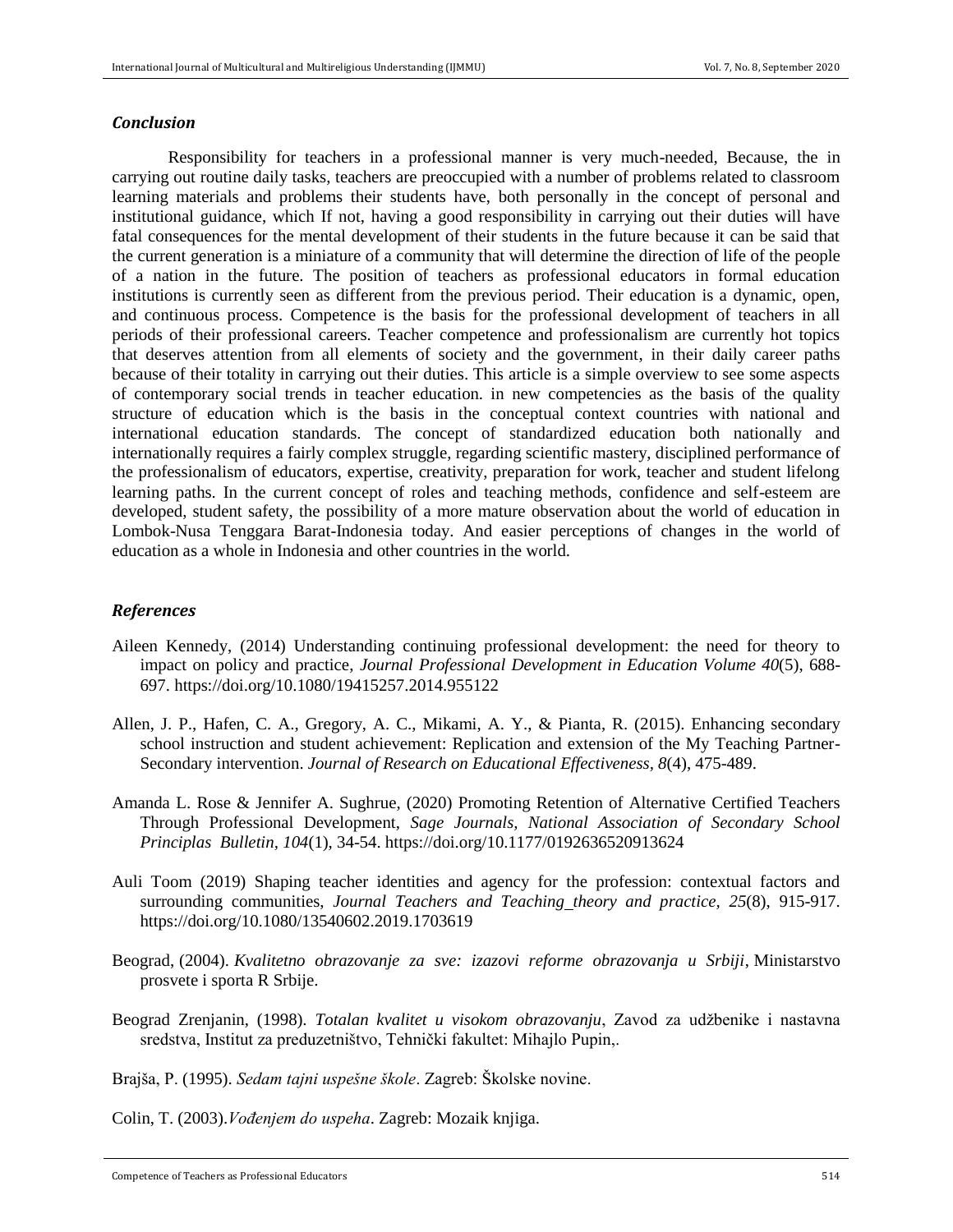### *Conclusion*

Responsibility for teachers in a professional manner is very much-needed, Because, the in carrying out routine daily tasks, teachers are preoccupied with a number of problems related to classroom learning materials and problems their students have, both personally in the concept of personal and institutional guidance, which If not, having a good responsibility in carrying out their duties will have fatal consequences for the mental development of their students in the future because it can be said that the current generation is a miniature of a community that will determine the direction of life of the people of a nation in the future. The position of teachers as professional educators in formal education institutions is currently seen as different from the previous period. Their education is a dynamic, open, and continuous process. Competence is the basis for the professional development of teachers in all periods of their professional careers. Teacher competence and professionalism are currently hot topics that deserves attention from all elements of society and the government, in their daily career paths because of their totality in carrying out their duties. This article is a simple overview to see some aspects of contemporary social trends in teacher education. in new competencies as the basis of the quality structure of education which is the basis in the conceptual context countries with national and international education standards. The concept of standardized education both nationally and internationally requires a fairly complex struggle, regarding scientific mastery, disciplined performance of the professionalism of educators, expertise, creativity, preparation for work, teacher and student lifelong learning paths. In the current concept of roles and teaching methods, confidence and self-esteem are developed, student safety, the possibility of a more mature observation about the world of education in Lombok-Nusa Tenggara Barat-Indonesia today. And easier perceptions of changes in the world of education as a whole in Indonesia and other countries in the world.

### *References*

Aileen Kennedy, (2014) Understanding continuing professional development: the need for theory to impact on policy and practice, *Journal Professional Development in Education Volume 40*(5), 688-697. https://doi.org/10.1080/19415257.2014.955122

Allen, J. P., Hafen, C. A., Gregory, A. C., Mikami, A. Y., & Pianta, R. (2015). Enhancing secondary school instruction and student achievement: Replication and extension of the My Teaching Partner-Secondary intervention. *Journal of Research on Educational Effectiveness*, *8*(4), 475-489.

Amanda L. Rose & Jennifer A. Sughrue, (2020) Promoting Retention of Alternative Certified Teachers Through Professional Development, *Sage Journals, National Association of Secondary School Principlas Bulletin*, *104*(1), 34-54. https://doi.org/10.1177/0192636520913624

Auli Toom (2019) Shaping teacher identities and agency for the profession: contextual factors and surrounding communities, *Journal Teachers and Teaching\_theory and practice*, *25*(8), 915-917. https://doi.org/10.1080/13540602.2019.1703619

Beograd, (2004). *Kvalitetno obrazovanje za sve: izazovi reforme obrazovanja u Srbiji*, Ministarstvo prosvete i sporta R Srbije.

Beograd Zrenjanin, (1998). *Totalan kvalitet u visokom obrazovanju*, Zavod za udžbenike i nastavna sredstva, Institut za preduzetništvo, Tehnički fakultet: Mihajlo Pupin,.

Brajša, P. (1995). *Sedam tajni uspešne škole*. Zagreb: Školske novine.

Colin, T. (2003).*Vođenjem do uspeha*. Zagreb: Mozaik knjiga.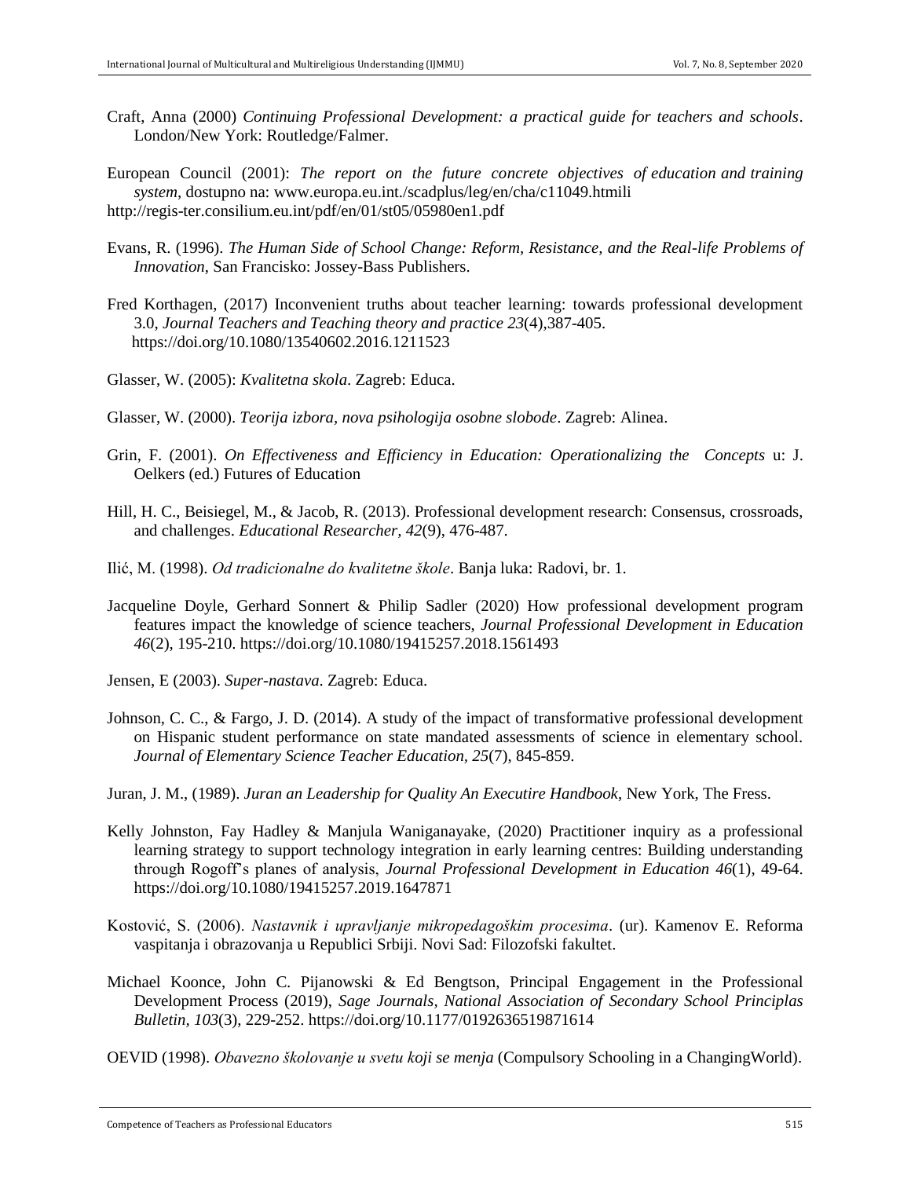Craft, Anna (2000) *Continuing Professional Development: a practical guide for teachers and schools*. London/New York: Routledge/Falmer.

European Council (2001): *The report on the future concrete objectives of education and training system*, dostupno na: www.europa.eu.int./scadplus/leg/en/cha/c11049.htmili http://regis-ter.consilium.eu.int/pdf/en/01/st05/05980en1.pdf

Evans, R. (1996). *The Human Side of School Change: Reform, Resistance, and the Real-life Problems of Innovation*, San Francisko: Jossey-Bass Publishers.

Fred Korthagen, (2017) Inconvenient truths about teacher learning: towards professional development 3.0, *Journal Teachers and Teaching theory and practice 23*(4),387-405. https://doi.org/10.1080/13540602.2016.1211523

Glasser, W. (2005): *Kvalitetna skola*. Zagreb: Educa.

Glasser, W. (2000). *Teorija izbora, nova psihologija osobne slobode*. Zagreb: Alinea.

Grin, F. (2001). *On Effectiveness and Efficiency in Education: Operationalizing the Concepts* u: J. Oelkers (ed.) Futures of Education

Hill, H. C., Beisiegel, M., & Jacob, R. (2013). Professional development research: Consensus, crossroads, and challenges. *Educational Researcher, 42*(9), 476-487.

Ilić, M. (1998). *Od tradicionalne do kvalitetne škole*. Banja luka: Radovi, br. 1.

Jacqueline Doyle, Gerhard Sonnert & Philip Sadler (2020) How professional development program features impact the knowledge of science teachers, *Journal Professional Development in Education 46*(2), 195-210. https://doi.org/10.1080/19415257.2018.1561493

Jensen, E (2003). *Super-nastava*. Zagreb: Educa.

Johnson, C. C., & Fargo, J. D. (2014). A study of the impact of transformative professional development on Hispanic student performance on state mandated assessments of science in elementary school. *Journal of Elementary Science Teacher Education, 25*(7), 845-859.

Juran, J. M., (1989). *Juran an Leadership for Quality An Executire Handbook*, New York, The Fress.

Kelly Johnston, Fay Hadley & Manjula Waniganayake, (2020) Practitioner inquiry as a professional learning strategy to support technology integration in early learning centres: Building understanding through Rogoff's planes of analysis, *Journal Professional Development in Education 46*(1), 49-64. https://doi.org/10.1080/19415257.2019.1647871

Kostović, S. (2006). *Nastavnik i upravljanje mikropedagoškim procesima*. (ur). Kamenov E. Reforma vaspitanja i obrazovanja u Republici Srbiji. Novi Sad: Filozofski fakultet.

Michael Koonce, John C. Pijanowski & Ed Bengtson, Principal Engagement in the Professional Development Process (2019), *Sage Journals, National Association of Secondary School Principlas Bulletin, 103*(3), 229-252. https://doi.org/10.1177/0192636519871614

OEVID (1998). *Obavezno školovanje u svetu koji se menja* (Compulsory Schooling in a ChangingWorld).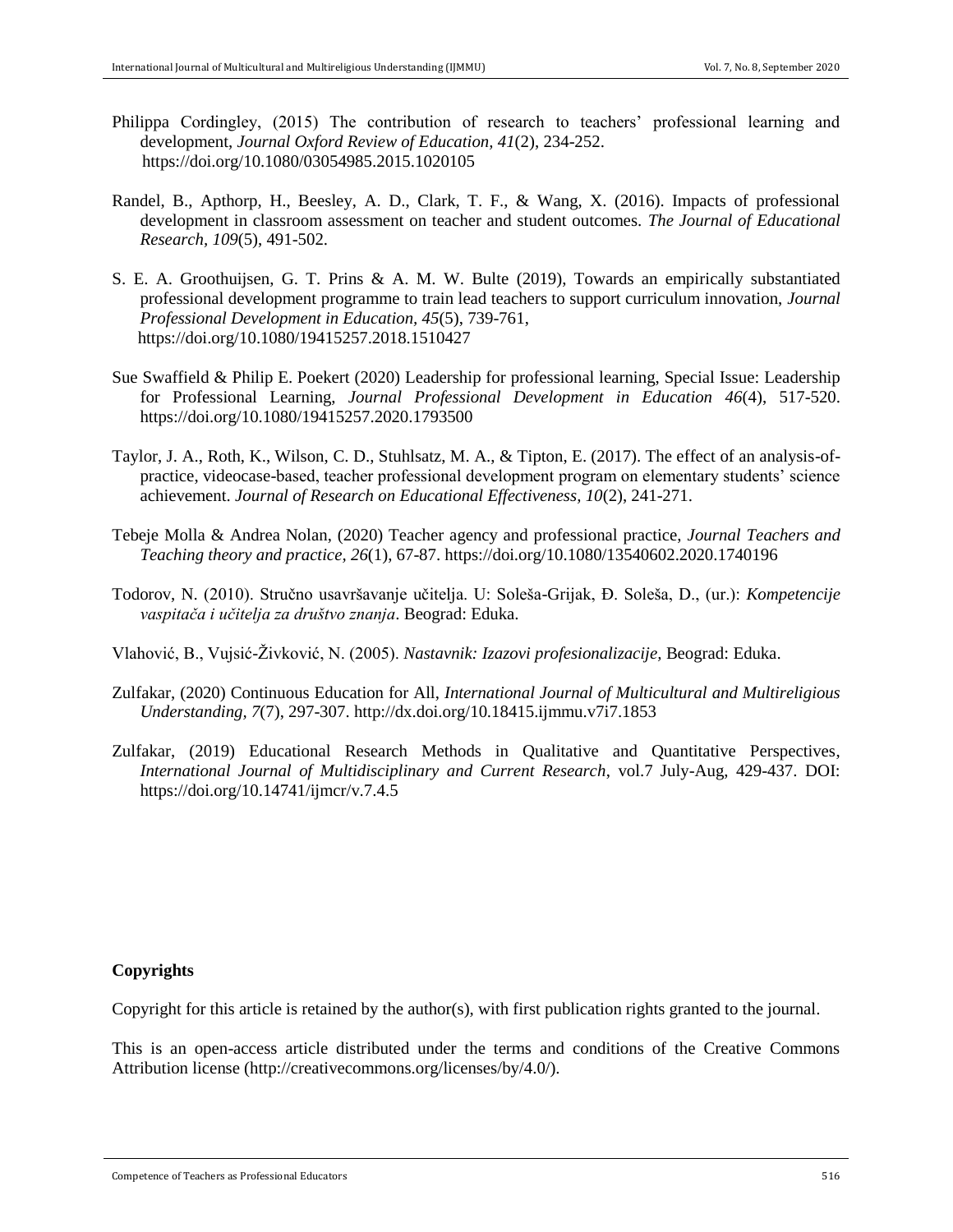Philippa Cordingley, (2015) The contribution of research to teachers' professional learning and development, *Journal Oxford Review of Education, 41*(2), 234-252. https://doi.org/10.1080/03054985.2015.1020105

Randel, B., Apthorp, H., Beesley, A. D., Clark, T. F., & Wang, X. (2016). Impacts of professional development in classroom assessment on teacher and student outcomes. *The Journal of Educational Research, 109*(5), 491-502.

S. E. A. Groothuijsen, G. T. Prins & A. M. W. Bulte (2019), Towards an empirically substantiated professional development programme to train lead teachers to support curriculum innovation, *Journal Professional Development in Education, 45*(5), 739-761, https://doi.org/10.1080/19415257.2018.1510427

Sue Swaffield & Philip E. Poekert (2020) Leadership for professional learning, Special Issue: Leadership for Professional Learning, *Journal Professional Development in Education 46*(4), 517-520. https://doi.org/10.1080/19415257.2020.1793500

Taylor, J. A., Roth, K., Wilson, C. D., Stuhlsatz, M. A., & Tipton, E. (2017). The effect of an analysis-of-practice, videocase-based, teacher professional development program on elementary students' science achievement. *Journal of Research on Educational Effectiveness, 10*(2), 241-271.

Tebeje Molla & Andrea Nolan, (2020) Teacher agency and professional practice, *Journal Teachers and Teaching theory and practice, 26*(1), 67-87. https://doi.org/10.1080/13540602.2020.1740196

Todorov, N. (2010). Stručno usavršavanje učitelja. U: Soleša-Grijak, Đ. Soleša, D., (ur.): *Kompetencije vaspitača i učitelja za društvo znanja*. Beograd: Eduka.

Vlahović, B., Vujsić-Živković, N. (2005). *Nastavnik: Izazovi profesionalizacije,* Beograd: Eduka.

Zulfakar, (2020) Continuous Education for All, *International Journal of Multicultural and Multireligious Understanding, 7*(7), 297-307. http://dx.doi.org/10.18415.ijmmu.v7i7.1853

Zulfakar, (2019) Educational Research Methods in Qualitative and Quantitative Perspectives, *International Journal of Multidisciplinary and Current Research*, vol.7 July-Aug, 429-437. DOI: https://doi.org/10.14741/ijmcr/v.7.4.5

**Copyrights**

Copyright for this article is retained by the author(s), with first publication rights granted to the journal.

This is an open-access article distributed under the terms and conditions of the Creative Commons Attribution license (http://creativecommons.org/licenses/by/4.0/).